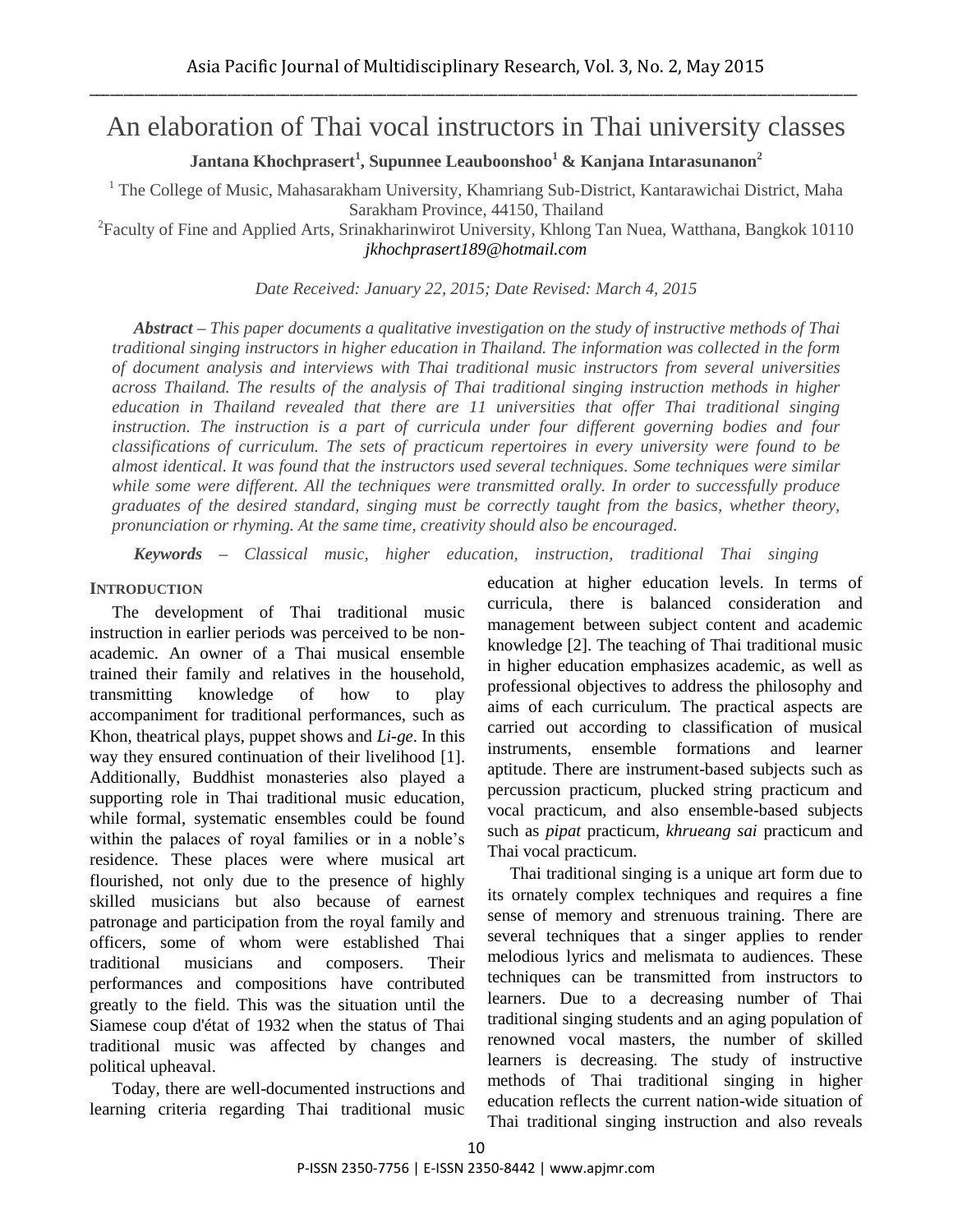# An elaboration of Thai vocal instructors in Thai university classes

**Jantana Khochprasert[1], Supunnee Leauboonshoo[1] & Kanjana Intarasunanon[2]**

[1] The College of Music, Mahasarakham University, Khamriang Sub-District, Kantarawichai District, Maha Sarakham Province, 44150, Thailand

[2]Faculty of Fine and Applied Arts, Srinakharinwirot University, Khlong Tan Nuea, Watthana, Bangkok 10110

*jkhochprasert189@hotmail.com*

*Date Received: January 22, 2015; Date Revised: March 4, 2015*

***Abstract** – This paper documents a qualitative investigation on the study of instructive methods of Thai traditional singing instructors in higher education in Thailand. The information was collected in the form of document analysis and interviews with Thai traditional music instructors from several universities across Thailand. The results of the analysis of Thai traditional singing instruction methods in higher education in Thailand revealed that there are 11 universities that offer Thai traditional singing instruction. The instruction is a part of curricula under four different governing bodies and four classifications of curriculum. The sets of practicum repertoires in every university were found to be almost identical. It was found that the instructors used several techniques. Some techniques were similar while some were different. All the techniques were transmitted orally. In order to successfully produce graduates of the desired standard, singing must be correctly taught from the basics, whether theory, pronunciation or rhyming. At the same time, creativity should also be encouraged.*

***Keywords** – Classical music, higher education, instruction, traditional Thai singing*

## INTRODUCTION

The development of Thai traditional music instruction in earlier periods was perceived to be non-academic. An owner of a Thai musical ensemble trained their family and relatives in the household, transmitting knowledge of how to play accompaniment for traditional performances, such as Khon, theatrical plays, puppet shows and *Li-ge*. In this way they ensured continuation of their livelihood [1]. Additionally, Buddhist monasteries also played a supporting role in Thai traditional music education, while formal, systematic ensembles could be found within the palaces of royal families or in a noble's residence. These places were where musical art flourished, not only due to the presence of highly skilled musicians but also because of earnest patronage and participation from the royal family and officers, some of whom were established Thai traditional musicians and composers. Their performances and compositions have contributed greatly to the field. This was the situation until the Siamese coup d'état of 1932 when the status of Thai traditional music was affected by changes and political upheaval.

Today, there are well-documented instructions and learning criteria regarding Thai traditional music education at higher education levels. In terms of curricula, there is balanced consideration and management between subject content and academic knowledge [2]. The teaching of Thai traditional music in higher education emphasizes academic, as well as professional objectives to address the philosophy and aims of each curriculum. The practical aspects are carried out according to classification of musical instruments, ensemble formations and learner aptitude. There are instrument-based subjects such as percussion practicum, plucked string practicum and vocal practicum, and also ensemble-based subjects such as *pipat* practicum, *khrueang sai* practicum and Thai vocal practicum.

Thai traditional singing is a unique art form due to its ornately complex techniques and requires a fine sense of memory and strenuous training. There are several techniques that a singer applies to render melodious lyrics and melismata to audiences. These techniques can be transmitted from instructors to learners. Due to a decreasing number of Thai traditional singing students and an aging population of renowned vocal masters, the number of skilled learners is decreasing. The study of instructive methods of Thai traditional singing in higher education reflects the current nation-wide situation of Thai traditional singing instruction and also reveals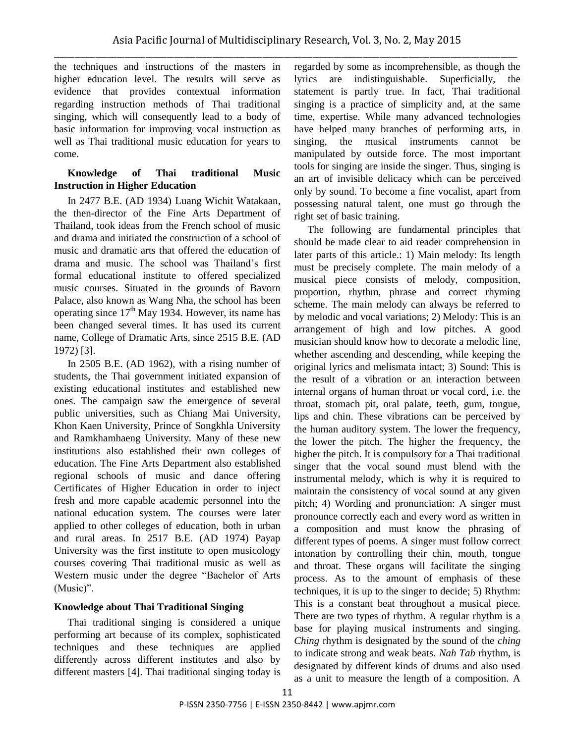the techniques and instructions of the masters in higher education level. The results will serve as evidence that provides contextual information regarding instruction methods of Thai traditional singing, which will consequently lead to a body of basic information for improving vocal instruction as well as Thai traditional music education for years to come.

## Knowledge of Thai traditional Music Instruction in Higher Education

In 2477 B.E. (AD 1934) Luang Wichit Watakaan, the then-director of the Fine Arts Department of Thailand, took ideas from the French school of music and drama and initiated the construction of a school of music and dramatic arts that offered the education of drama and music. The school was Thailand's first formal educational institute to offered specialized music courses. Situated in the grounds of Bavorn Palace, also known as Wang Nha, the school has been operating since 17th May 1934. However, its name has been changed several times. It has used its current name, College of Dramatic Arts, since 2515 B.E. (AD 1972) [3].

In 2505 B.E. (AD 1962), with a rising number of students, the Thai government initiated expansion of existing educational institutes and established new ones. The campaign saw the emergence of several public universities, such as Chiang Mai University, Khon Kaen University, Prince of Songkhla University and Ramkhamhaeng University. Many of these new institutions also established their own colleges of education. The Fine Arts Department also established regional schools of music and dance offering Certificates of Higher Education in order to inject fresh and more capable academic personnel into the national education system. The courses were later applied to other colleges of education, both in urban and rural areas. In 2517 B.E. (AD 1974) Payap University was the first institute to open musicology courses covering Thai traditional music as well as Western music under the degree "Bachelor of Arts (Music)".

## Knowledge about Thai Traditional Singing

Thai traditional singing is considered a unique performing art because of its complex, sophisticated techniques and these techniques are applied differently across different institutes and also by different masters [4]. Thai traditional singing today is regarded by some as incomprehensible, as though the lyrics are indistinguishable. Superficially, the statement is partly true. In fact, Thai traditional singing is a practice of simplicity and, at the same time, expertise. While many advanced technologies have helped many branches of performing arts, in singing, the musical instruments cannot be manipulated by outside force. The most important tools for singing are inside the singer. Thus, singing is an art of invisible delicacy which can be perceived only by sound. To become a fine vocalist, apart from possessing natural talent, one must go through the right set of basic training.

The following are fundamental principles that should be made clear to aid reader comprehension in later parts of this article.: 1) Main melody: Its length must be precisely complete. The main melody of a musical piece consists of melody, composition, proportion, rhythm, phrase and correct rhyming scheme. The main melody can always be referred to by melodic and vocal variations; 2) Melody: This is an arrangement of high and low pitches. A good musician should know how to decorate a melodic line, whether ascending and descending, while keeping the original lyrics and melismata intact; 3) Sound: This is the result of a vibration or an interaction between internal organs of human throat or vocal cord, i.e. the throat, stomach pit, oral palate, teeth, gum, tongue, lips and chin. These vibrations can be perceived by the human auditory system. The lower the frequency, the lower the pitch. The higher the frequency, the higher the pitch. It is compulsory for a Thai traditional singer that the vocal sound must blend with the instrumental melody, which is why it is required to maintain the consistency of vocal sound at any given pitch; 4) Wording and pronunciation: A singer must pronounce correctly each and every word as written in a composition and must know the phrasing of different types of poems. A singer must follow correct intonation by controlling their chin, mouth, tongue and throat. These organs will facilitate the singing process. As to the amount of emphasis of these techniques, it is up to the singer to decide; 5) Rhythm: This is a constant beat throughout a musical piece. There are two types of rhythm. A regular rhythm is a base for playing musical instruments and singing. *Ching* rhythm is designated by the sound of the *ching* to indicate strong and weak beats. *Nah Tab* rhythm, is designated by different kinds of drums and also used as a unit to measure the length of a composition. A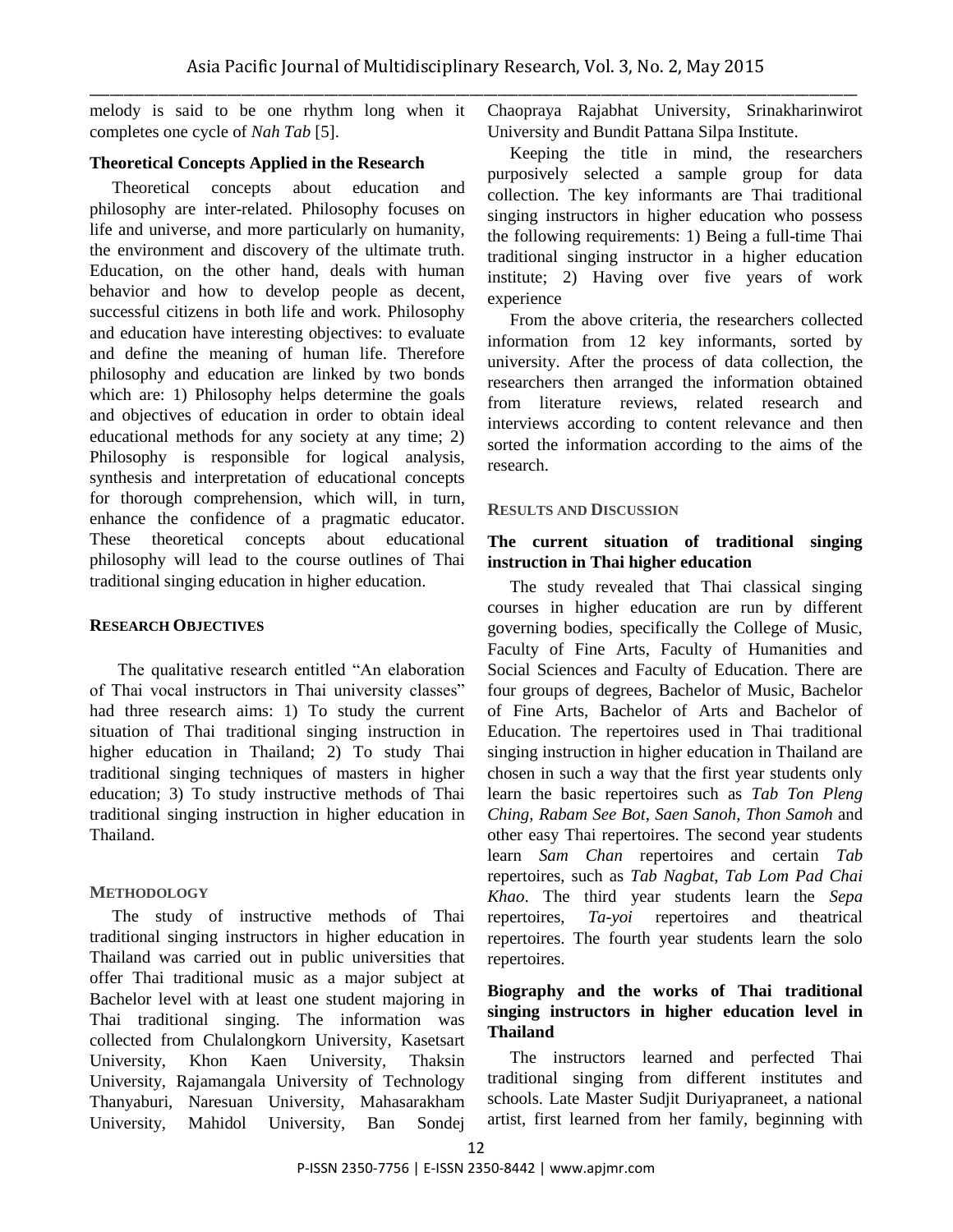melody is said to be one rhythm long when it completes one cycle of *Nah Tab* [5].

### Theoretical Concepts Applied in the Research

Theoretical concepts about education and philosophy are inter-related. Philosophy focuses on life and universe, and more particularly on humanity, the environment and discovery of the ultimate truth. Education, on the other hand, deals with human behavior and how to develop people as decent, successful citizens in both life and work. Philosophy and education have interesting objectives: to evaluate and define the meaning of human life. Therefore philosophy and education are linked by two bonds which are: 1) Philosophy helps determine the goals and objectives of education in order to obtain ideal educational methods for any society at any time; 2) Philosophy is responsible for logical analysis, synthesis and interpretation of educational concepts for thorough comprehension, which will, in turn, enhance the confidence of a pragmatic educator. These theoretical concepts about educational philosophy will lead to the course outlines of Thai traditional singing education in higher education.

## RESEARCH OBJECTIVES

The qualitative research entitled "An elaboration of Thai vocal instructors in Thai university classes" had three research aims: 1) To study the current situation of Thai traditional singing instruction in higher education in Thailand; 2) To study Thai traditional singing techniques of masters in higher education; 3) To study instructive methods of Thai traditional singing instruction in higher education in Thailand.

## METHODOLOGY

The study of instructive methods of Thai traditional singing instructors in higher education in Thailand was carried out in public universities that offer Thai traditional music as a major subject at Bachelor level with at least one student majoring in Thai traditional singing. The information was collected from Chulalongkorn University, Kasetsart University, Khon Kaen University, Thaksin University, Rajamangala University of Technology Thanyaburi, Naresuan University, Mahasarakham University, Mahidol University, Ban Sondej Chaopraya Rajabhat University, Srinakharinwirot University and Bundit Pattana Silpa Institute.

Keeping the title in mind, the researchers purposively selected a sample group for data collection. The key informants are Thai traditional singing instructors in higher education who possess the following requirements: 1) Being a full-time Thai traditional singing instructor in a higher education institute; 2) Having over five years of work experience

From the above criteria, the researchers collected information from 12 key informants, sorted by university. After the process of data collection, the researchers then arranged the information obtained from literature reviews, related research and interviews according to content relevance and then sorted the information according to the aims of the research.

## RESULTS AND DISCUSSION

### The current situation of traditional singing instruction in Thai higher education

The study revealed that Thai classical singing courses in higher education are run by different governing bodies, specifically the College of Music, Faculty of Fine Arts, Faculty of Humanities and Social Sciences and Faculty of Education. There are four groups of degrees, Bachelor of Music, Bachelor of Fine Arts, Bachelor of Arts and Bachelor of Education. The repertoires used in Thai traditional singing instruction in higher education in Thailand are chosen in such a way that the first year students only learn the basic repertoires such as *Tab Ton Pleng Ching*, *Rabam See Bot*, *Saen Sanoh*, *Thon Samoh* and other easy Thai repertoires. The second year students learn *Sam Chan* repertoires and certain *Tab* repertoires, such as *Tab Nagbat*, *Tab Lom Pad Chai Khao*. The third year students learn the *Sepa* repertoires, *Ta-yoi* repertoires and theatrical repertoires. The fourth year students learn the solo repertoires.

### Biography and the works of Thai traditional singing instructors in higher education level in Thailand

The instructors learned and perfected Thai traditional singing from different institutes and schools. Late Master Sudjit Duriyapraneet, a national artist, first learned from her family, beginning with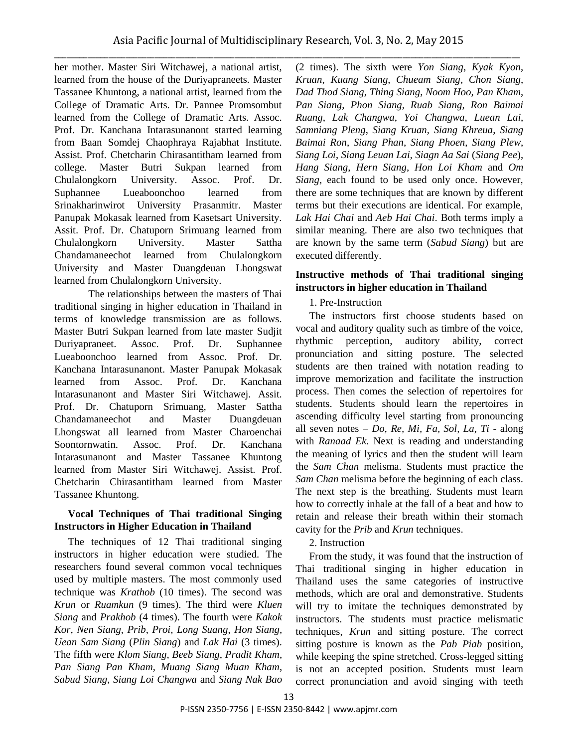her mother. Master Siri Witchawej, a national artist, learned from the house of the Duriyapraneets. Master Tassanee Khuntong, a national artist, learned from the College of Dramatic Arts. Dr. Pannee Promsombut learned from the College of Dramatic Arts. Assoc. Prof. Dr. Kanchana Intarasunanont started learning from Baan Somdej Chaophraya Rajabhat Institute. Assist. Prof. Chetcharin Chirasantitham learned from college. Master Butri Sukpan learned from Chulalongkorn University. Assoc. Prof. Dr. Suphannee Lueabooncho learned from Srinakharinwirot University Prasanmitr. Master Panupak Mokasak learned from Kasetsart University. Assit. Prof. Dr. Chatuporn Srimuang learned from Chulalongkorn University. Master Sattha Chandamaneechot learned from Chulalongkorn University and Master Duangdeuan Lhongswat learned from Chulalongkorn University.

The relationships between the masters of Thai traditional singing in higher education in Thailand in terms of knowledge transmission are as follows. Master Butri Sukpan learned from late master Sudjit Duriyapraneet. Assoc. Prof. Dr. Suphannee Lueabooncho learned from Assoc. Prof. Dr. Kanchana Intarasunanont. Master Panupak Mokasak learned from Assoc. Prof. Dr. Kanchana Intarasunanont and Master Siri Witchawej. Assit. Prof. Dr. Chatuporn Srimuang, Master Sattha Chandamaneechot and Master Duangdeuan Lhongswat all learned from Master Charoenchai Soontornwatin. Assoc. Prof. Dr. Kanchana Intarasunanont and Master Tassanee Khuntong learned from Master Siri Witchawej. Assist. Prof. Chetcharin Chirasantitham learned from Master Tassanee Khuntong.

## Vocal Techniques of Thai traditional Singing Instructors in Higher Education in Thailand

The techniques of 12 Thai traditional singing instructors in higher education were studied. The researchers found several common vocal techniques used by multiple masters. The most commonly used technique was *Krathob* (10 times). The second was *Krun* or *Ruamkun* (9 times). The third were *Kluen Siang* and *Prakhob* (4 times). The fourth were *Kakok Kor*, *Nen Siang*, *Prib*, *Proi*, *Long Suang*, *Hon Siang*, *Uean Sam Siang* (*Plin Siang*) and *Lak Hai* (3 times). The fifth were *Klom Siang*, *Beeb Siang*, *Pradit Kham*, *Pan Siang Pan Kham*, *Muang Siang Muan Kham*, *Sabud Siang*, *Siang Loi Changwa* and *Siang Nak Bao* (2 times). The sixth were *Yon Siang*, *Kyak Kyon*, *Kruan*, *Kuang Siang*, *Chueam Siang*, *Chon Siang*, *Dad Thod Siang*, *Thing Siang*, *Noom Hoo*, *Pan Kham*, *Pan Siang*, *Phon Siang*, *Ruab Siang*, *Ron Baimai Ruang*, *Lak Changwa*, *Yoi Changwa*, *Luean Lai*, *Samniang Pleng*, *Siang Kruan*, *Siang Khreua*, *Siang Baimai Ron*, *Siang Phan*, *Siang Phoen*, *Siang Plew*, *Siang Loi*, *Siang Leuan Lai*, *Siagn Aa Sai* (*Siang Pee*), *Hang Siang*, *Hern Siang*, *Hon Loi Kham* and *Om Siang*, each found to be used only once. However, there are some techniques that are known by different terms but their executions are identical. For example, *Lak Hai Chai* and *Aeb Hai Chai*. Both terms imply a similar meaning. There are also two techniques that are known by the same term (*Sabud Siang*) but are executed differently.

## Instructive methods of Thai traditional singing instructors in higher education in Thailand

1. Pre-Instruction

The instructors first choose students based on vocal and auditory quality such as timbre of the voice, rhythmic perception, auditory ability, correct pronunciation and sitting posture. The selected students are then trained with notation reading to improve memorization and facilitate the instruction process. Then comes the selection of repertoires for students. Students should learn the repertoires in ascending difficulty level starting from pronouncing all seven notes – *Do*, *Re*, *Mi*, *Fa*, *Sol*, *La*, *Ti* - along with *Ranaad Ek*. Next is reading and understanding the meaning of lyrics and then the student will learn the *Sam Chan* melisma. Students must practice the *Sam Chan* melisma before the beginning of each class. The next step is the breathing. Students must learn how to correctly inhale at the fall of a beat and how to retain and release their breath within their stomach cavity for the *Prib* and *Krun* techniques.

2. Instruction

From the study, it was found that the instruction of Thai traditional singing in higher education in Thailand uses the same categories of instructive methods, which are oral and demonstrative. Students will try to imitate the techniques demonstrated by instructors. The students must practice melismatic techniques, *Krun* and sitting posture. The correct sitting posture is known as the *Pab Piab* position, while keeping the spine stretched. Cross-legged sitting is not an accepted position. Students must learn correct pronunciation and avoid singing with teeth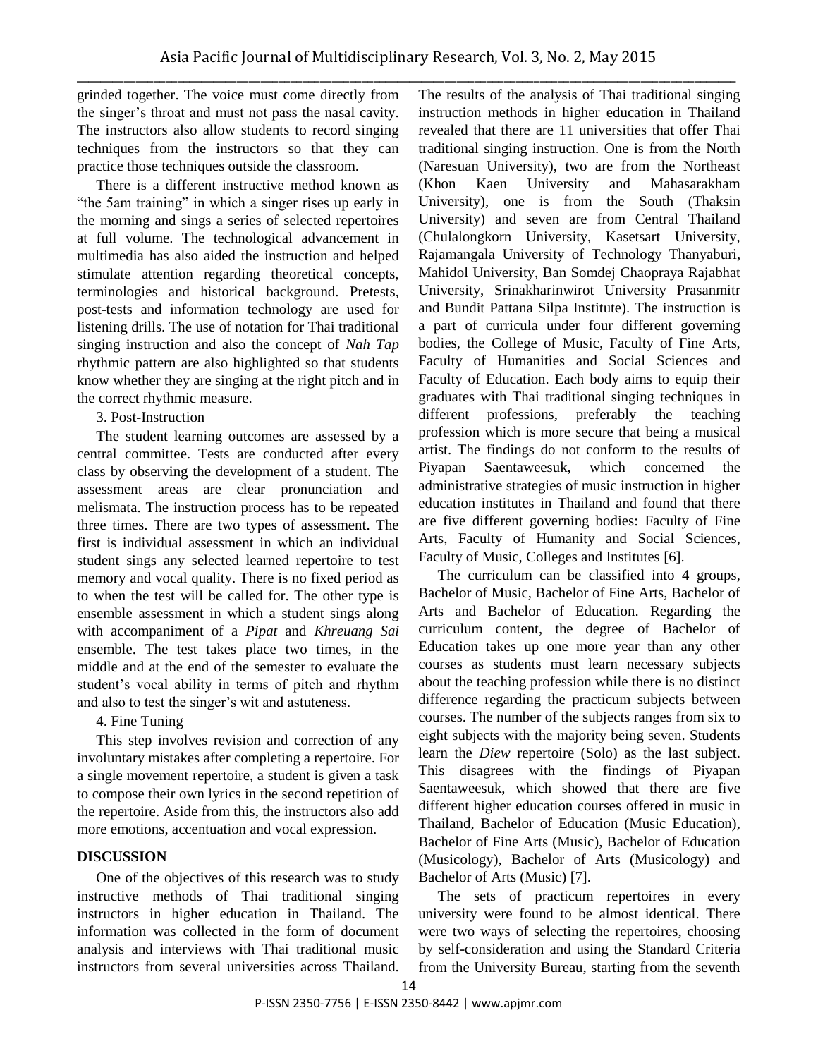grinded together. The voice must come directly from the singer's throat and must not pass the nasal cavity. The instructors also allow students to record singing techniques from the instructors so that they can practice those techniques outside the classroom.

There is a different instructive method known as "the 5am training" in which a singer rises up early in the morning and sings a series of selected repertoires at full volume. The technological advancement in multimedia has also aided the instruction and helped stimulate attention regarding theoretical concepts, terminologies and historical background. Pretests, post-tests and information technology are used for listening drills. The use of notation for Thai traditional singing instruction and also the concept of *Nah Tap* rhythmic pattern are also highlighted so that students know whether they are singing at the right pitch and in the correct rhythmic measure.

3. Post-Instruction

The student learning outcomes are assessed by a central committee. Tests are conducted after every class by observing the development of a student. The assessment areas are clear pronunciation and melismata. The instruction process has to be repeated three times. There are two types of assessment. The first is individual assessment in which an individual student sings any selected learned repertoire to test memory and vocal quality. There is no fixed period as to when the test will be called for. The other type is ensemble assessment in which a student sings along with accompaniment of a *Pipat* and *Khreuang Sai* ensemble. The test takes place two times, in the middle and at the end of the semester to evaluate the student's vocal ability in terms of pitch and rhythm and also to test the singer's wit and astuteness.

4. Fine Tuning

This step involves revision and correction of any involuntary mistakes after completing a repertoire. For a single movement repertoire, a student is given a task to compose their own lyrics in the second repetition of the repertoire. Aside from this, the instructors also add more emotions, accentuation and vocal expression.

## DISCUSSION

One of the objectives of this research was to study instructive methods of Thai traditional singing instructors in higher education in Thailand. The information was collected in the form of document analysis and interviews with Thai traditional music instructors from several universities across Thailand. The results of the analysis of Thai traditional singing instruction methods in higher education in Thailand revealed that there are 11 universities that offer Thai traditional singing instruction. One is from the North (Naresuan University), two are from the Northeast (Khon Kaen University and Mahasarakham University), one is from the South (Thaksin University) and seven are from Central Thailand (Chulalongkorn University, Kasetsart University, Rajamangala University of Technology Thanyaburi, Mahidol University, Ban Somdej Chaopraya Rajabhat University, Srinakharinwirot University Prasanmitr and Bundit Pattana Silpa Institute). The instruction is a part of curricula under four different governing bodies, the College of Music, Faculty of Fine Arts, Faculty of Humanities and Social Sciences and Faculty of Education. Each body aims to equip their graduates with Thai traditional singing techniques in different professions, preferably the teaching profession which is more secure that being a musical artist. The findings do not conform to the results of Piyapan Saentaweesuk, which concerned the administrative strategies of music instruction in higher education institutes in Thailand and found that there are five different governing bodies: Faculty of Fine Arts, Faculty of Humanity and Social Sciences, Faculty of Music, Colleges and Institutes [6].

The curriculum can be classified into 4 groups, Bachelor of Music, Bachelor of Fine Arts, Bachelor of Arts and Bachelor of Education. Regarding the curriculum content, the degree of Bachelor of Education takes up one more year than any other courses as students must learn necessary subjects about the teaching profession while there is no distinct difference regarding the practicum subjects between courses. The number of the subjects ranges from six to eight subjects with the majority being seven. Students learn the *Diew* repertoire (Solo) as the last subject. This disagrees with the findings of Piyapan Saentaweesuk, which showed that there are five different higher education courses offered in music in Thailand, Bachelor of Education (Music Education), Bachelor of Fine Arts (Music), Bachelor of Education (Musicology), Bachelor of Arts (Musicology) and Bachelor of Arts (Music) [7].

The sets of practicum repertoires in every university were found to be almost identical. There were two ways of selecting the repertoires, choosing by self-consideration and using the Standard Criteria from the University Bureau, starting from the seventh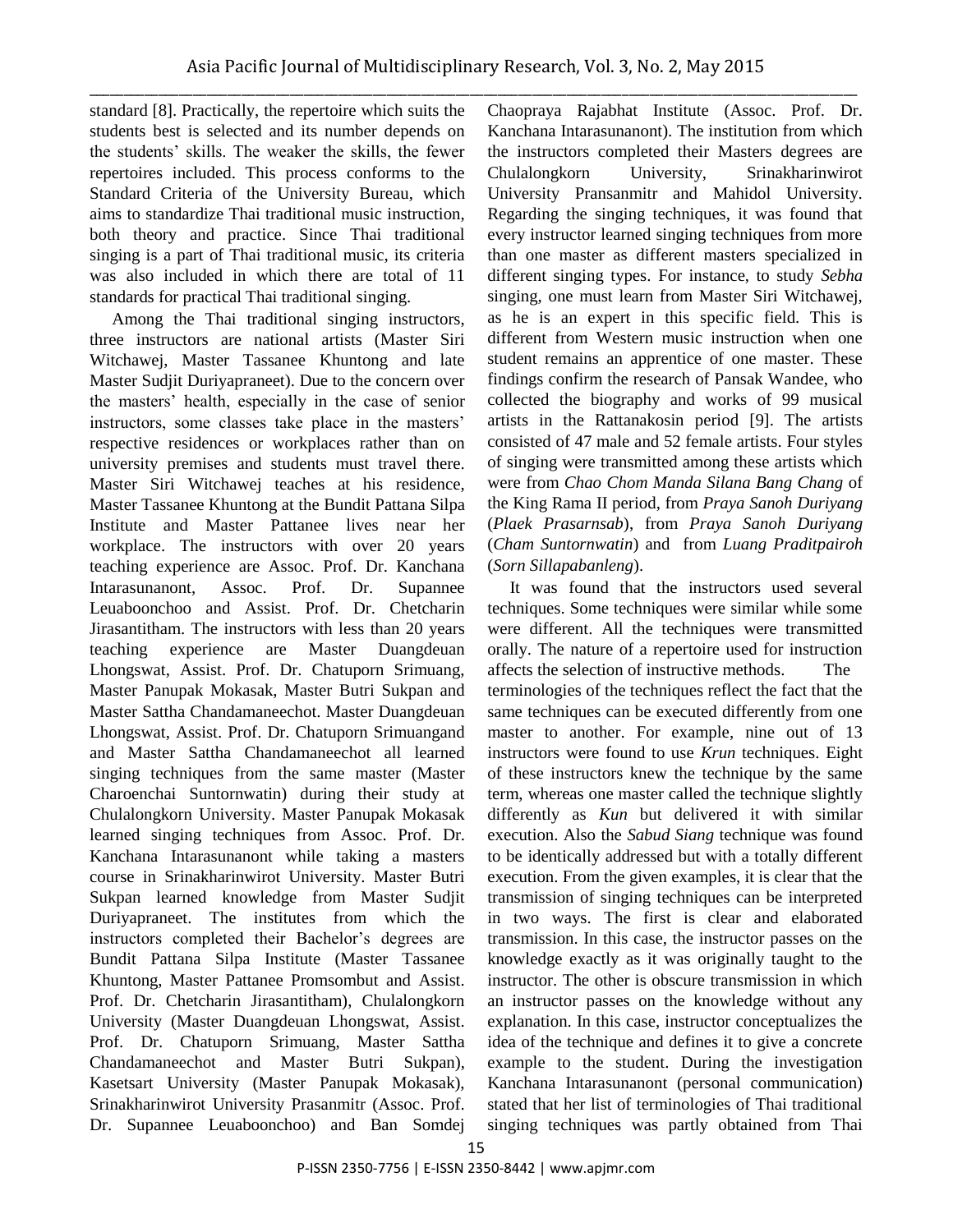standard [8]. Practically, the repertoire which suits the students best is selected and its number depends on the students' skills. The weaker the skills, the fewer repertoires included. This process conforms to the Standard Criteria of the University Bureau, which aims to standardize Thai traditional music instruction, both theory and practice. Since Thai traditional singing is a part of Thai traditional music, its criteria was also included in which there are total of 11 standards for practical Thai traditional singing.

Among the Thai traditional singing instructors, three instructors are national artists (Master Siri Witchawej, Master Tassanee Khuntong and late Master Sudjit Duriyapraneet). Due to the concern over the masters' health, especially in the case of senior instructors, some classes take place in the masters' respective residences or workplaces rather than on university premises and students must travel there. Master Siri Witchawej teaches at his residence, Master Tassanee Khuntong at the Bundit Pattana Silpa Institute and Master Pattanee lives near her workplace. The instructors with over 20 years teaching experience are Assoc. Prof. Dr. Kanchana Intarasunanont, Assoc. Prof. Dr. Supannee Leuaboonchoo and Assist. Prof. Dr. Chetcharin Jirasantitham. The instructors with less than 20 years teaching experience are Master Duangdeuan Lhongswat, Assist. Prof. Dr. Chatuporn Srimuang, Master Panupak Mokasak, Master Butri Sukpan and Master Sattha Chandamaneechot. Master Duangdeuan Lhongswat, Assist. Prof. Dr. Chatuporn Srimuangand and Master Sattha Chandamaneechot all learned singing techniques from the same master (Master Charoenchai Suntornwatin) during their study at Chulalongkorn University. Master Panupak Mokasak learned singing techniques from Assoc. Prof. Dr. Kanchana Intarasunanont while taking a masters course in Srinakharinwirot University. Master Butri Sukpan learned knowledge from Master Sudjit Duriyapraneet. The institutes from which the instructors completed their Bachelor's degrees are Bundit Pattana Silpa Institute (Master Tassanee Khuntong, Master Pattanee Promsombut and Assist. Prof. Dr. Chetcharin Jirasantitham), Chulalongkorn University (Master Duangdeuan Lhongswat, Assist. Prof. Dr. Chatuporn Srimuang, Master Sattha Chandamaneechot and Master Butri Sukpan), Kasetsart University (Master Panupak Mokasak), Srinakharinwirot University Prasanmitr (Assoc. Prof. Dr. Supannee Leuaboonchoo) and Ban Somdej Chaopraya Rajabhat Institute (Assoc. Prof. Dr. Kanchana Intarasunanont). The institution from which the instructors completed their Masters degrees are Chulalongkorn University, Srinakharinwirot University Pransanmitr and Mahidol University. Regarding the singing techniques, it was found that every instructor learned singing techniques from more than one master as different masters specialized in different singing types. For instance, to study *Sebha* singing, one must learn from Master Siri Witchawej, as he is an expert in this specific field. This is different from Western music instruction when one student remains an apprentice of one master. These findings confirm the research of Pansak Wandee, who collected the biography and works of 99 musical artists in the Rattanakosin period [9]. The artists consisted of 47 male and 52 female artists. Four styles of singing were transmitted among these artists which were from *Chao Chom Manda Silana Bang Chang* of the King Rama II period, from *Praya Sanoh Duriyang* (*Plaek Prasarnsab*), from *Praya Sanoh Duriyang* (*Cham Suntornwatin*) and from *Luang Praditpairoh* (*Sorn Sillapabanleng*).

It was found that the instructors used several techniques. Some techniques were similar while some were different. All the techniques were transmitted orally. The nature of a repertoire used for instruction affects the selection of instructive methods. The terminologies of the techniques reflect the fact that the same techniques can be executed differently from one master to another. For example, nine out of 13 instructors were found to use *Krun* techniques. Eight of these instructors knew the technique by the same term, whereas one master called the technique slightly differently as *Kun* but delivered it with similar execution. Also the *Sabud Siang* technique was found to be identically addressed but with a totally different execution. From the given examples, it is clear that the transmission of singing techniques can be interpreted in two ways. The first is clear and elaborated transmission. In this case, the instructor passes on the knowledge exactly as it was originally taught to the instructor. The other is obscure transmission in which an instructor passes on the knowledge without any explanation. In this case, instructor conceptualizes the idea of the technique and defines it to give a concrete example to the student. During the investigation Kanchana Intarasunanont (personal communication) stated that her list of terminologies of Thai traditional singing techniques was partly obtained from Thai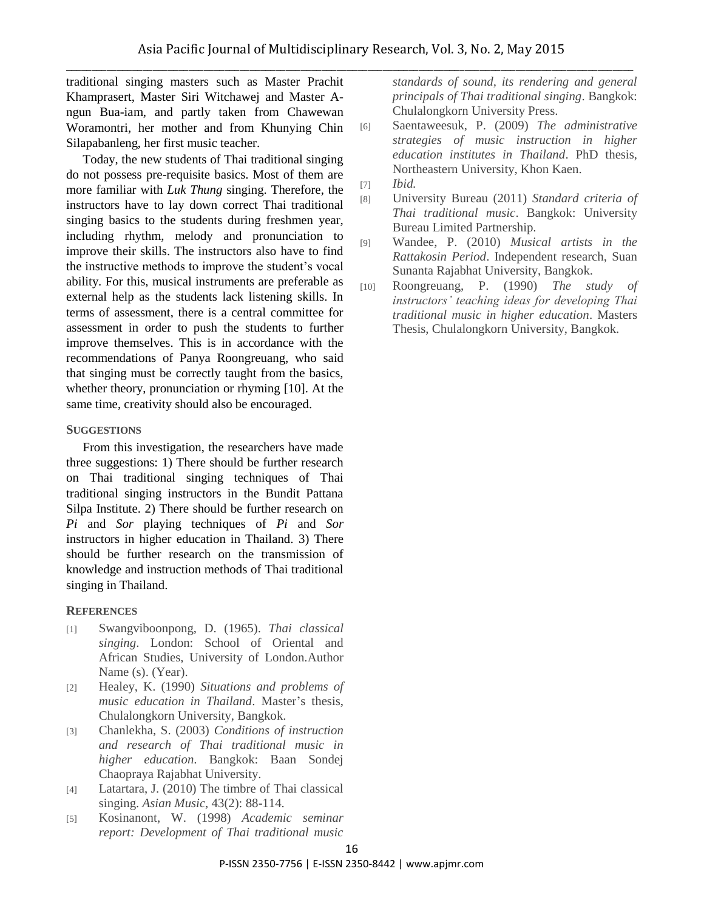traditional singing masters such as Master Prachit Khamprasert, Master Siri Witchawej and Master A-ngun Bua-iam, and partly taken from Chawewan Woramontri, her mother and from Khunying Chin Silapabanleng, her first music teacher.

Today, the new students of Thai traditional singing do not possess pre-requisite basics. Most of them are more familiar with *Luk Thung* singing. Therefore, the instructors have to lay down correct Thai traditional singing basics to the students during freshmen year, including rhythm, melody and pronunciation to improve their skills. The instructors also have to find the instructive methods to improve the student's vocal ability. For this, musical instruments are preferable as external help as the students lack listening skills. In terms of assessment, there is a central committee for assessment in order to push the students to further improve themselves. This is in accordance with the recommendations of Panya Roongreuang, who said that singing must be correctly taught from the basics, whether theory, pronunciation or rhyming [10]. At the same time, creativity should also be encouraged.

## SUGGESTIONS

From this investigation, the researchers have made three suggestions: 1) There should be further research on Thai traditional singing techniques of Thai traditional singing instructors in the Bundit Pattana Silpa Institute. 2) There should be further research on *Pi* and *Sor* playing techniques of *Pi* and *Sor* instructors in higher education in Thailand. 3) There should be further research on the transmission of knowledge and instruction methods of Thai traditional singing in Thailand.

## REFERENCES

[1] Swangviboonpong, D. (1965). *Thai classical singing*. London: School of Oriental and African Studies, University of London.Author Name (s). (Year).

[2] Healey, K. (1990) *Situations and problems of music education in Thailand*. Master's thesis, Chulalongkorn University, Bangkok.

[3] Chanlekha, S. (2003) *Conditions of instruction and research of Thai traditional music in higher education*. Bangkok: Baan Sondej Chaopraya Rajabhat University.

[4] Latartara, J. (2010) The timbre of Thai classical singing. *Asian Music*, 43(2): 88-114.

[5] Kosinanont, W. (1998) *Academic seminar report: Development of Thai traditional music standards of sound, its rendering and general principals of Thai traditional singing*. Bangkok: Chulalongkorn University Press.

[6] Saentaweesuk, P. (2009) *The administrative strategies of music instruction in higher education institutes in Thailand*. PhD thesis, Northeastern University, Khon Kaen.

[7] *Ibid.*

[8] University Bureau (2011) *Standard criteria of Thai traditional music*. Bangkok: University Bureau Limited Partnership.

[9] Wandee, P. (2010) *Musical artists in the Rattakosin Period*. Independent research, Suan Sunanta Rajabhat University, Bangkok.

[10] Roongreuang, P. (1990) *The study of instructors' teaching ideas for developing Thai traditional music in higher education*. Masters Thesis, Chulalongkorn University, Bangkok.